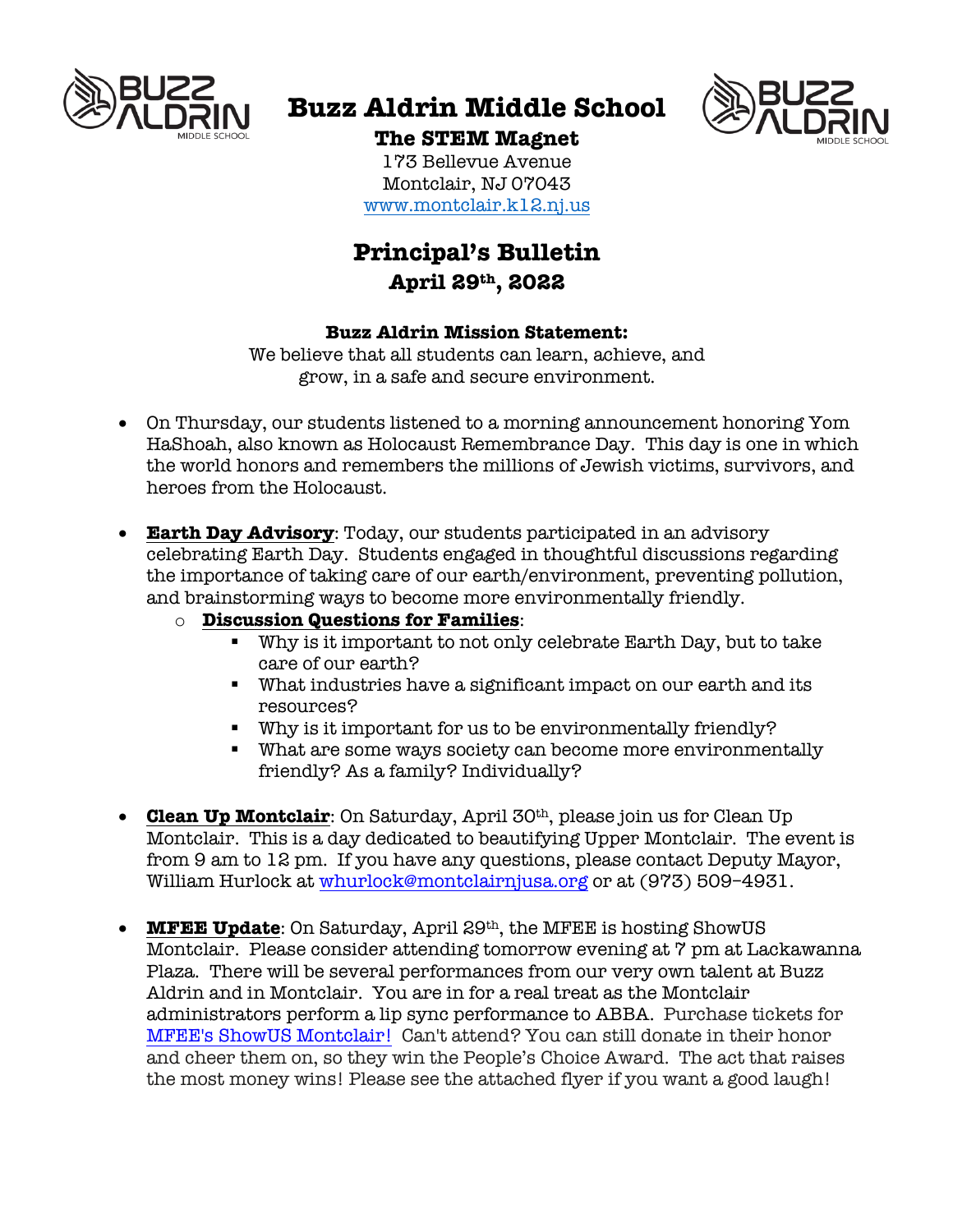# Buzz Aldrin Middle School

**The STEM Magnet**
173 Bellevue Avenue
Montclair, NJ 07043
www.montclair.k12.nj.us

## Principal's Bulletin
### April 29th, 2022

**Buzz Aldrin Mission Statement:**
We believe that all students can learn, achieve, and grow, in a safe and secure environment.

- On Thursday, our students listened to a morning announcement honoring Yom HaShoah, also known as Holocaust Remembrance Day. This day is one in which the world honors and remembers the millions of Jewish victims, survivors, and heroes from the Holocaust.

- **Earth Day Advisory**: Today, our students participated in an advisory celebrating Earth Day. Students engaged in thoughtful discussions regarding the importance of taking care of our earth/environment, preventing pollution, and brainstorming ways to become more environmentally friendly.
  - **Discussion Questions for Families**:
    - Why is it important to not only celebrate Earth Day, but to take care of our earth?
    - What industries have a significant impact on our earth and its resources?
    - Why is it important for us to be environmentally friendly?
    - What are some ways society can become more environmentally friendly? As a family? Individually?

- **Clean Up Montclair**: On Saturday, April 30th, please join us for Clean Up Montclair. This is a day dedicated to beautifying Upper Montclair. The event is from 9 am to 12 pm. If you have any questions, please contact Deputy Mayor, William Hurlock at whurlock@montclairnjusa.org or at (973) 509-4931.

- **MFEE Update**: On Saturday, April 29th, the MFEE is hosting ShowUS Montclair. Please consider attending tomorrow evening at 7 pm at Lackawanna Plaza. There will be several performances from our very own talent at Buzz Aldrin and in Montclair. You are in for a real treat as the Montclair administrators perform a lip sync performance to ABBA. Purchase tickets for MFEE's ShowUS Montclair! Can't attend? You can still donate in their honor and cheer them on, so they win the People's Choice Award. The act that raises the most money wins! Please see the attached flyer if you want a good laugh!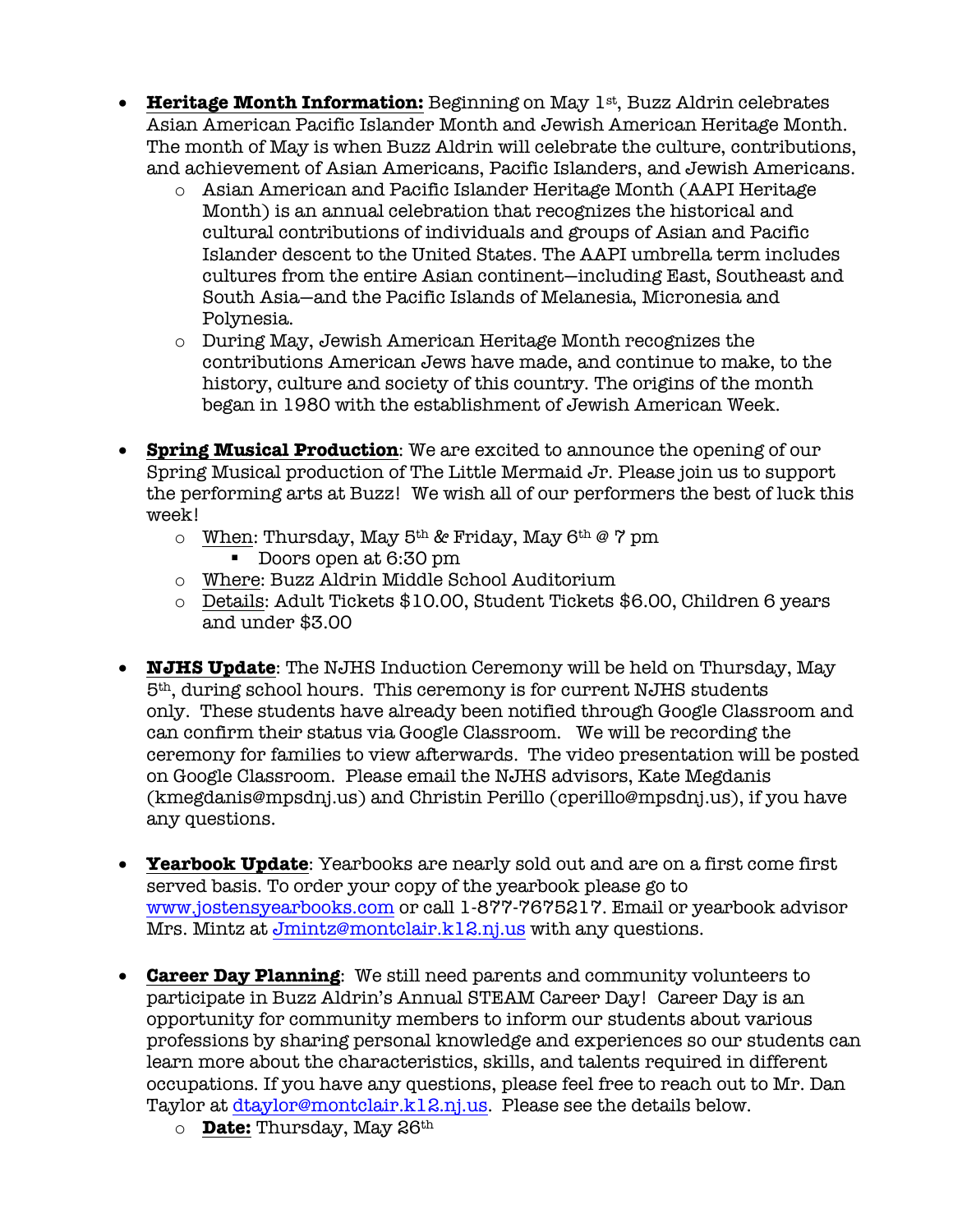- **Heritage Month Information:** Beginning on May 1st, Buzz Aldrin celebrates Asian American Pacific Islander Month and Jewish American Heritage Month. The month of May is when Buzz Aldrin will celebrate the culture, contributions, and achievement of Asian Americans, Pacific Islanders, and Jewish Americans.
  - Asian American and Pacific Islander Heritage Month (AAPI Heritage Month) is an annual celebration that recognizes the historical and cultural contributions of individuals and groups of Asian and Pacific Islander descent to the United States. The AAPI umbrella term includes cultures from the entire Asian continent—including East, Southeast and South Asia—and the Pacific Islands of Melanesia, Micronesia and Polynesia.
  - During May, Jewish American Heritage Month recognizes the contributions American Jews have made, and continue to make, to the history, culture and society of this country. The origins of the month began in 1980 with the establishment of Jewish American Week.

- **Spring Musical Production**: We are excited to announce the opening of our Spring Musical production of The Little Mermaid Jr. Please join us to support the performing arts at Buzz! We wish all of our performers the best of luck this week!
  - When: Thursday, May 5th & Friday, May 6th @ 7 pm
    - Doors open at 6:30 pm
  - Where: Buzz Aldrin Middle School Auditorium
  - Details: Adult Tickets $10.00, Student Tickets $6.00, Children 6 years and under $3.00

- **NJHS Update**: The NJHS Induction Ceremony will be held on Thursday, May 5th, during school hours. This ceremony is for current NJHS students only. These students have already been notified through Google Classroom and can confirm their status via Google Classroom. We will be recording the ceremony for families to view afterwards. The video presentation will be posted on Google Classroom. Please email the NJHS advisors, Kate Megdanis (kmegdanis@mpsdnj.us) and Christin Perillo (cperillo@mpsdnj.us), if you have any questions.

- **Yearbook Update**: Yearbooks are nearly sold out and are on a first come first served basis. To order your copy of the yearbook please go to www.jostensyearbooks.com or call 1-877-7675217. Email or yearbook advisor Mrs. Mintz at Jmintz@montclair.k12.nj.us with any questions.

- **Career Day Planning**: We still need parents and community volunteers to participate in Buzz Aldrin's Annual STEAM Career Day! Career Day is an opportunity for community members to inform our students about various professions by sharing personal knowledge and experiences so our students can learn more about the characteristics, skills, and talents required in different occupations. If you have any questions, please feel free to reach out to Mr. Dan Taylor at dtaylor@montclair.k12.nj.us. Please see the details below.
  - **Date:** Thursday, May 26th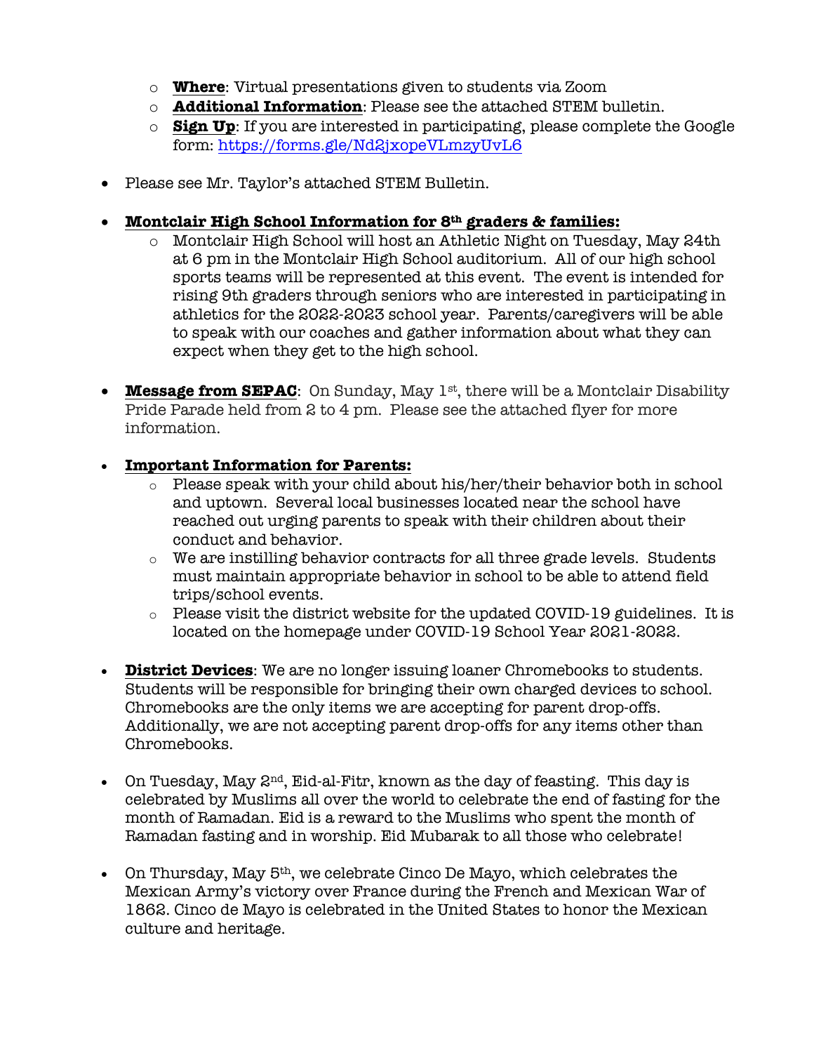- **Where**: Virtual presentations given to students via Zoom
  - **Additional Information**: Please see the attached STEM bulletin.
  - **Sign Up**: If you are interested in participating, please complete the Google form: https://forms.gle/Nd2jxopeVLmzyUvL6

- Please see Mr. Taylor's attached STEM Bulletin.

- **Montclair High School Information for 8th graders & families:**
  - Montclair High School will host an Athletic Night on Tuesday, May 24th at 6 pm in the Montclair High School auditorium. All of our high school sports teams will be represented at this event. The event is intended for rising 9th graders through seniors who are interested in participating in athletics for the 2022-2023 school year. Parents/caregivers will be able to speak with our coaches and gather information about what they can expect when they get to the high school.

- **Message from SEPAC**: On Sunday, May 1st, there will be a Montclair Disability Pride Parade held from 2 to 4 pm. Please see the attached flyer for more information.

- **Important Information for Parents:**
  - Please speak with your child about his/her/their behavior both in school and uptown. Several local businesses located near the school have reached out urging parents to speak with their children about their conduct and behavior.
  - We are instilling behavior contracts for all three grade levels. Students must maintain appropriate behavior in school to be able to attend field trips/school events.
  - Please visit the district website for the updated COVID-19 guidelines. It is located on the homepage under COVID-19 School Year 2021-2022.

- **District Devices**: We are no longer issuing loaner Chromebooks to students. Students will be responsible for bringing their own charged devices to school. Chromebooks are the only items we are accepting for parent drop-offs. Additionally, we are not accepting parent drop-offs for any items other than Chromebooks.

- On Tuesday, May 2nd, Eid-al-Fitr, known as the day of feasting. This day is celebrated by Muslims all over the world to celebrate the end of fasting for the month of Ramadan. Eid is a reward to the Muslims who spent the month of Ramadan fasting and in worship. Eid Mubarak to all those who celebrate!

- On Thursday, May 5th, we celebrate Cinco De Mayo, which celebrates the Mexican Army's victory over France during the French and Mexican War of 1862. Cinco de Mayo is celebrated in the United States to honor the Mexican culture and heritage.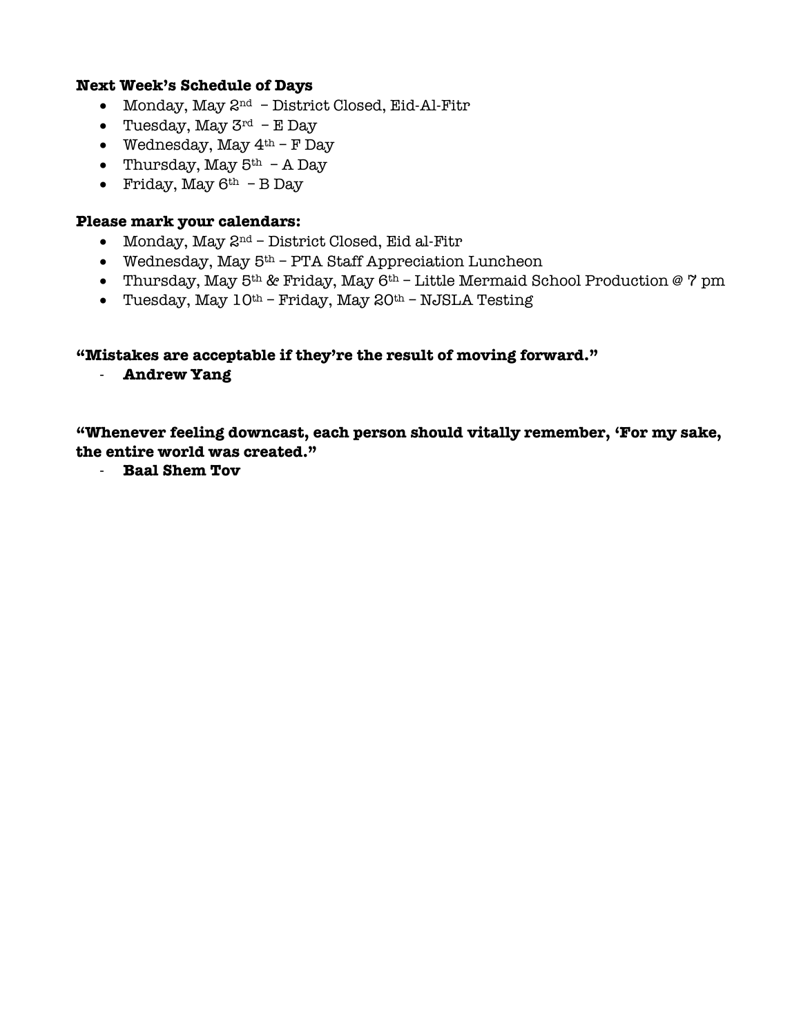**Next Week's Schedule of Days**

- Monday, May 2nd – District Closed, Eid-Al-Fitr
- Tuesday, May 3rd – E Day
- Wednesday, May 4th – F Day
- Thursday, May 5th – A Day
- Friday, May 6th – B Day

**Please mark your calendars:**

- Monday, May 2nd – District Closed, Eid al-Fitr
- Wednesday, May 5th – PTA Staff Appreciation Luncheon
- Thursday, May 5th & Friday, May 6th – Little Mermaid School Production @ 7 pm
- Tuesday, May 10th – Friday, May 20th – NJSLA Testing

**"Mistakes are acceptable if they're the result of moving forward."**

- **Andrew Yang**

**"Whenever feeling downcast, each person should vitally remember, 'For my sake, the entire world was created."**

- **Baal Shem Tov**